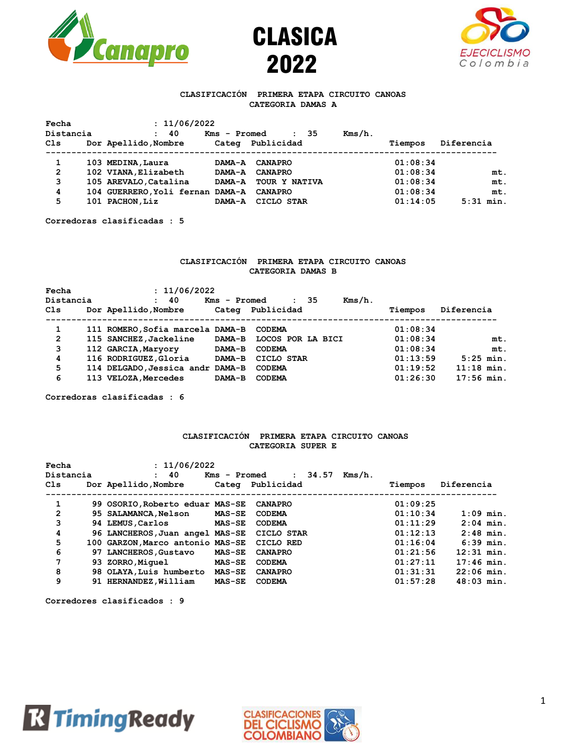# CLASICA 2022

## CLASIFICACIÓN PRIMERA ETAPA CIRCUITO CANOAS
### CATEGORIA DAMAS A

Fecha : 11/06/2022
Distancia : 40 Kms - Promed : 35 Kms/h.

| Cls | Dor | Apellido,Nombre | Categ | Publicidad | Tiempos | Diferencia |
|---|---|---|---|---|---|---|
| 1 | 103 | MEDINA,Laura | DAMA-A | CANAPRO | 01:08:34 | |
| 2 | 102 | VIANA,Elizabeth | DAMA-A | CANAPRO | 01:08:34 | mt. |
| 3 | 105 | AREVALO,Catalina | DAMA-A | TOUR Y NATIVA | 01:08:34 | mt. |
| 4 | 104 | GUERRERO,Yoli fernan | DAMA-A | CANAPRO | 01:08:34 | mt. |
| 5 | 101 | PACHON,Liz | DAMA-A | CICLO STAR | 01:14:05 | 5:31 min. |

Corredoras clasificadas : 5

## CLASIFICACIÓN PRIMERA ETAPA CIRCUITO CANOAS
### CATEGORIA DAMAS B

Fecha : 11/06/2022
Distancia : 40 Kms - Promed : 35 Kms/h.

| Cls | Dor | Apellido,Nombre | Categ | Publicidad | Tiempos | Diferencia |
|---|---|---|---|---|---|---|
| 1 | 111 | ROMERO,Sofia marcela | DAMA-B | CODEMA | 01:08:34 | |
| 2 | 115 | SANCHEZ,Jackeline | DAMA-B | LOCOS POR LA BICI | 01:08:34 | mt. |
| 3 | 112 | GARCIA,Maryory | DAMA-B | CODEMA | 01:08:34 | mt. |
| 4 | 116 | RODRIGUEZ,Gloria | DAMA-B | CICLO STAR | 01:13:59 | 5:25 min. |
| 5 | 114 | DELGADO,Jessica andr | DAMA-B | CODEMA | 01:19:52 | 11:18 min. |
| 6 | 113 | VELOZA,Mercedes | DAMA-B | CODEMA | 01:26:30 | 17:56 min. |

Corredoras clasificadas : 6

## CLASIFICACIÓN PRIMERA ETAPA CIRCUITO CANOAS
### CATEGORIA SUPER E

Fecha : 11/06/2022
Distancia : 40 Kms - Promed : 34.57 Kms/h.

| Cls | Dor | Apellido,Nombre | Categ | Publicidad | Tiempos | Diferencia |
|---|---|---|---|---|---|---|
| 1 | 99 | OSORIO,Roberto eduar | MAS-SE | CANAPRO | 01:09:25 | |
| 2 | 95 | SALAMANCA,Nelson | MAS-SE | CODEMA | 01:10:34 | 1:09 min. |
| 3 | 94 | LEMUS,Carlos | MAS-SE | CODEMA | 01:11:29 | 2:04 min. |
| 4 | 96 | LANCHEROS,Juan angel | MAS-SE | CICLO STAR | 01:12:13 | 2:48 min. |
| 5 | 100 | GARZON,Marco antonio | MAS-SE | CICLO RED | 01:16:04 | 6:39 min. |
| 6 | 97 | LANCHEROS,Gustavo | MAS-SE | CANAPRO | 01:21:56 | 12:31 min. |
| 7 | 93 | ZORRO,Miguel | MAS-SE | CODEMA | 01:27:11 | 17:46 min. |
| 8 | 98 | OLAYA,Luis humberto | MAS-SE | CANAPRO | 01:31:31 | 22:06 min. |
| 9 | 91 | HERNANDEZ,William | MAS-SE | CODEMA | 01:57:28 | 48:03 min. |

Corredores clasificados : 9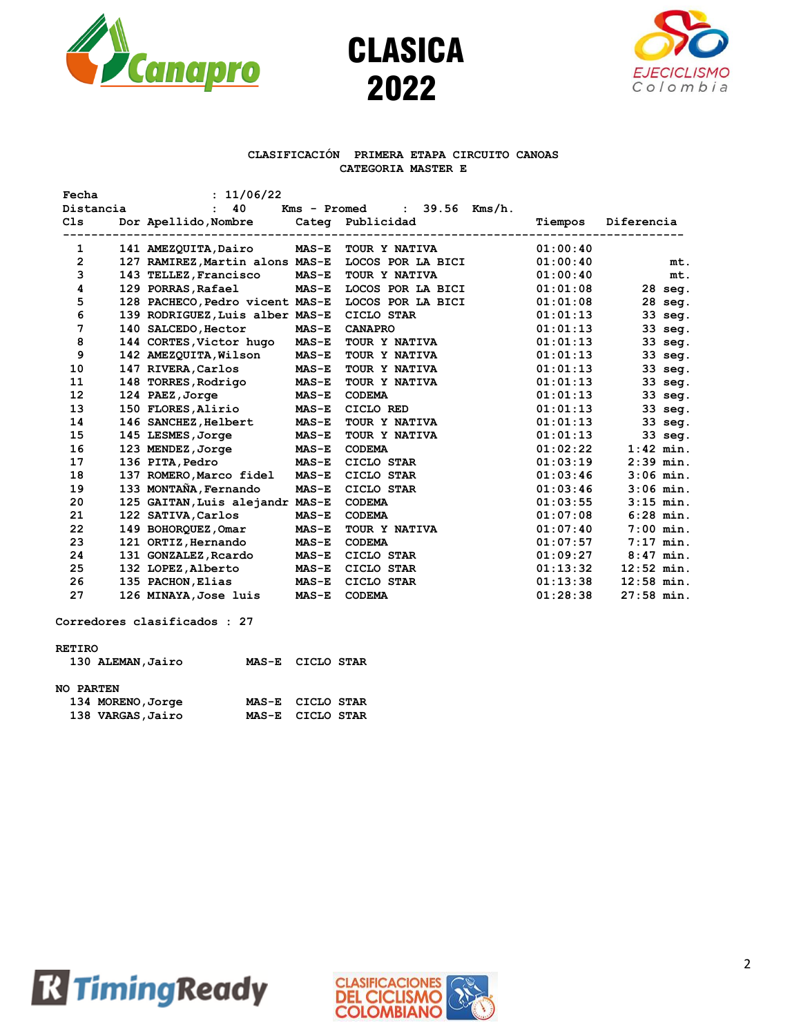# CLASICA 2022

### CLASIFICACIÓN PRIMERA ETAPA CIRCUITO CANOAS
### CATEGORIA MASTER E

Fecha : 11/06/22
Distancia : 40 Kms - Promed : 39.56 Kms/h.

| Cls | Dor | Apellido,Nombre | Categ | Publicidad | Tiempos | Diferencia |
|---|---|---|---|---|---|---|
| 1 | 141 | AMEZQUITA,Dairo | MAS-E | TOUR Y NATIVA | 01:00:40 | |
| 2 | 127 | RAMIREZ,Martin alons | MAS-E | LOCOS POR LA BICI | 01:00:40 | mt. |
| 3 | 143 | TELLEZ,Francisco | MAS-E | TOUR Y NATIVA | 01:00:40 | mt. |
| 4 | 129 | PORRAS,Rafael | MAS-E | LOCOS POR LA BICI | 01:01:08 | 28 seg. |
| 5 | 128 | PACHECO,Pedro vicent | MAS-E | LOCOS POR LA BICI | 01:01:08 | 28 seg. |
| 6 | 139 | RODRIGUEZ,Luis alber | MAS-E | CICLO STAR | 01:01:13 | 33 seg. |
| 7 | 140 | SALCEDO,Hector | MAS-E | CANAPRO | 01:01:13 | 33 seg. |
| 8 | 144 | CORTES,Victor hugo | MAS-E | TOUR Y NATIVA | 01:01:13 | 33 seg. |
| 9 | 142 | AMEZQUITA,Wilson | MAS-E | TOUR Y NATIVA | 01:01:13 | 33 seg. |
| 10 | 147 | RIVERA,Carlos | MAS-E | TOUR Y NATIVA | 01:01:13 | 33 seg. |
| 11 | 148 | TORRES,Rodrigo | MAS-E | TOUR Y NATIVA | 01:01:13 | 33 seg. |
| 12 | 124 | PAEZ,Jorge | MAS-E | CODEMA | 01:01:13 | 33 seg. |
| 13 | 150 | FLORES,Alirio | MAS-E | CICLO RED | 01:01:13 | 33 seg. |
| 14 | 146 | SANCHEZ,Helbert | MAS-E | TOUR Y NATIVA | 01:01:13 | 33 seg. |
| 15 | 145 | LESMES,Jorge | MAS-E | TOUR Y NATIVA | 01:01:13 | 33 seg. |
| 16 | 123 | MENDEZ,Jorge | MAS-E | CODEMA | 01:02:22 | 1:42 min. |
| 17 | 136 | PITA,Pedro | MAS-E | CICLO STAR | 01:03:19 | 2:39 min. |
| 18 | 137 | ROMERO,Marco fidel | MAS-E | CICLO STAR | 01:03:46 | 3:06 min. |
| 19 | 133 | MONTAÑA,Fernando | MAS-E | CICLO STAR | 01:03:46 | 3:06 min. |
| 20 | 125 | GAITAN,Luis alejandr | MAS-E | CODEMA | 01:03:55 | 3:15 min. |
| 21 | 122 | SATIVA,Carlos | MAS-E | CODEMA | 01:07:08 | 6:28 min. |
| 22 | 149 | BOHORQUEZ,Omar | MAS-E | TOUR Y NATIVA | 01:07:40 | 7:00 min. |
| 23 | 121 | ORTIZ,Hernando | MAS-E | CODEMA | 01:07:57 | 7:17 min. |
| 24 | 131 | GONZALEZ,Rcardo | MAS-E | CICLO STAR | 01:09:27 | 8:47 min. |
| 25 | 132 | LOPEZ,Alberto | MAS-E | CICLO STAR | 01:13:32 | 12:52 min. |
| 26 | 135 | PACHON,Elias | MAS-E | CICLO STAR | 01:13:38 | 12:58 min. |
| 27 | 126 | MINAYA,Jose luis | MAS-E | CODEMA | 01:28:38 | 27:58 min. |

Corredores clasificados : 27

**RETIRO**

| Dor | Apellido,Nombre | Categ | Publicidad |
|---|---|---|---|
| 130 | ALEMAN,Jairo | MAS-E | CICLO STAR |

**NO PARTEN**

| Dor | Apellido,Nombre | Categ | Publicidad |
|---|---|---|---|
| 134 | MORENO,Jorge | MAS-E | CICLO STAR |
| 138 | VARGAS,Jairo | MAS-E | CICLO STAR |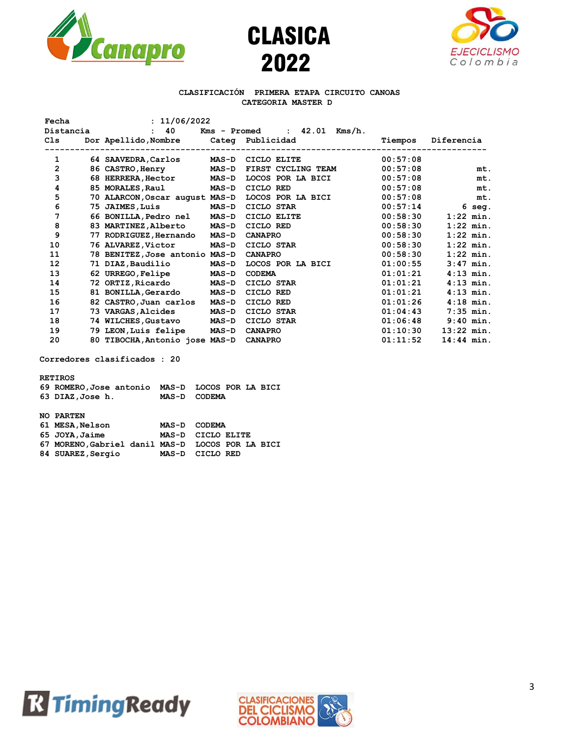# CLASICA 2022

**CLASIFICACIÓN PRIMERA ETAPA CIRCUITO CANOAS**
**CATEGORIA MASTER D**

Fecha : 11/06/2022
Distancia : 40 Kms - Promed : 42.01 Kms/h.

| Cls | Dor | Apellido,Nombre | Categ | Publicidad | Tiempos | Diferencia |
|---|---|---|---|---|---|---|
| 1 | 64 | SAAVEDRA,Carlos | MAS-D | CICLO ELITE | 00:57:08 | |
| 2 | 86 | CASTRO,Henry | MAS-D | FIRST CYCLING TEAM | 00:57:08 | mt. |
| 3 | 68 | HERRERA,Hector | MAS-D | LOCOS POR LA BICI | 00:57:08 | mt. |
| 4 | 85 | MORALES,Raul | MAS-D | CICLO RED | 00:57:08 | mt. |
| 5 | 70 | ALARCON,Oscar august | MAS-D | LOCOS POR LA BICI | 00:57:08 | mt. |
| 6 | 75 | JAIMES,Luis | MAS-D | CICLO STAR | 00:57:14 | 6 seg. |
| 7 | 66 | BONILLA,Pedro nel | MAS-D | CICLO ELITE | 00:58:30 | 1:22 min. |
| 8 | 83 | MARTINEZ,Alberto | MAS-D | CICLO RED | 00:58:30 | 1:22 min. |
| 9 | 77 | RODRIGUEZ,Hernando | MAS-D | CANAPRO | 00:58:30 | 1:22 min. |
| 10 | 76 | ALVAREZ,Victor | MAS-D | CICLO STAR | 00:58:30 | 1:22 min. |
| 11 | 78 | BENITEZ,Jose antonio | MAS-D | CANAPRO | 00:58:30 | 1:22 min. |
| 12 | 71 | DIAZ,Baudilio | MAS-D | LOCOS POR LA BICI | 01:00:55 | 3:47 min. |
| 13 | 62 | URREGO,Felipe | MAS-D | CODEMA | 01:01:21 | 4:13 min. |
| 14 | 72 | ORTIZ,Ricardo | MAS-D | CICLO STAR | 01:01:21 | 4:13 min. |
| 15 | 81 | BONILLA,Gerardo | MAS-D | CICLO RED | 01:01:21 | 4:13 min. |
| 16 | 82 | CASTRO,Juan carlos | MAS-D | CICLO RED | 01:01:26 | 4:18 min. |
| 17 | 73 | VARGAS,Alcides | MAS-D | CICLO STAR | 01:04:43 | 7:35 min. |
| 18 | 74 | WILCHES,Gustavo | MAS-D | CICLO STAR | 01:06:48 | 9:40 min. |
| 19 | 79 | LEON,Luis felipe | MAS-D | CANAPRO | 01:10:30 | 13:22 min. |
| 20 | 80 | TIBOCHA,Antonio jose | MAS-D | CANAPRO | 01:11:52 | 14:44 min. |

Corredores clasificados : 20

**RETIROS**

| Dor | Apellido,Nombre | Categ | Publicidad |
|---|---|---|---|
| 69 | ROMERO,Jose antonio | MAS-D | LOCOS POR LA BICI |
| 63 | DIAZ,Jose h. | MAS-D | CODEMA |

**NO PARTEN**

| Dor | Apellido,Nombre | Categ | Publicidad |
|---|---|---|---|
| 61 | MESA,Nelson | MAS-D | CODEMA |
| 65 | JOYA,Jaime | MAS-D | CICLO ELITE |
| 67 | MORENO,Gabriel danil | MAS-D | LOCOS POR LA BICI |
| 84 | SUAREZ,Sergio | MAS-D | CICLO RED |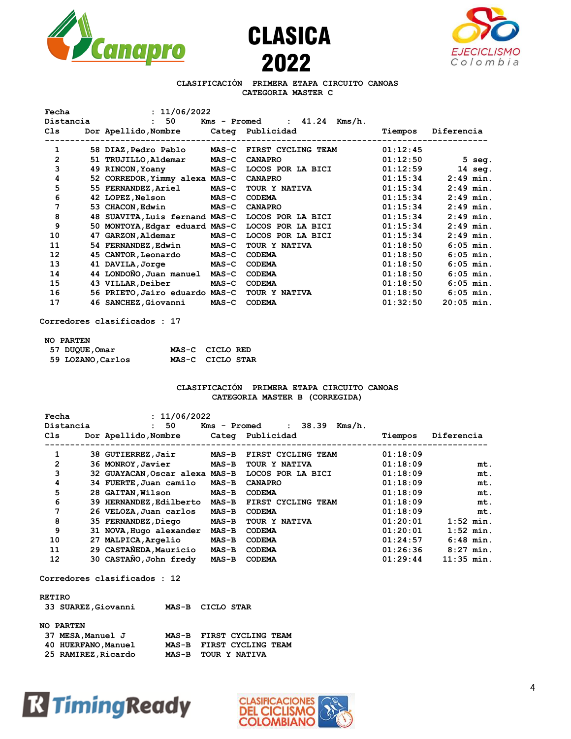# CLASICA 2022

### CLASIFICACIÓN PRIMERA ETAPA CIRCUITO CANOAS
### CATEGORIA MASTER C

Fecha : 11/06/2022
Distancia : 50 Kms - Promed : 41.24 Kms/h.

| Cls | Dor | Apellido,Nombre | Categ | Publicidad | Tiempos | Diferencia |
|---|---|---|---|---|---|---|
| 1 | 58 | DIAZ,Pedro Pablo | MAS-C | FIRST CYCLING TEAM | 01:12:45 | |
| 2 | 51 | TRUJILLO,Aldemar | MAS-C | CANAPRO | 01:12:50 | 5 seg. |
| 3 | 49 | RINCON,Yoany | MAS-C | LOCOS POR LA BICI | 01:12:59 | 14 seg. |
| 4 | 52 | CORREDOR,Yimmy alexa | MAS-C | CANAPRO | 01:15:34 | 2:49 min. |
| 5 | 55 | FERNANDEZ,Ariel | MAS-C | TOUR Y NATIVA | 01:15:34 | 2:49 min. |
| 6 | 42 | LOPEZ,Nelson | MAS-C | CODEMA | 01:15:34 | 2:49 min. |
| 7 | 53 | CHACON,Edwin | MAS-C | CANAPRO | 01:15:34 | 2:49 min. |
| 8 | 48 | SUAVITA,Luis fernand | MAS-C | LOCOS POR LA BICI | 01:15:34 | 2:49 min. |
| 9 | 50 | MONTOYA,Edgar eduard | MAS-C | LOCOS POR LA BICI | 01:15:34 | 2:49 min. |
| 10 | 47 | GARZON,Aldemar | MAS-C | LOCOS POR LA BICI | 01:15:34 | 2:49 min. |
| 11 | 54 | FERNANDEZ,Edwin | MAS-C | TOUR Y NATIVA | 01:18:50 | 6:05 min. |
| 12 | 45 | CANTOR,Leonardo | MAS-C | CODEMA | 01:18:50 | 6:05 min. |
| 13 | 41 | DAVILA,Jorge | MAS-C | CODEMA | 01:18:50 | 6:05 min. |
| 14 | 44 | LONDOÑO,Juan manuel | MAS-C | CODEMA | 01:18:50 | 6:05 min. |
| 15 | 43 | VILLAR,Deiber | MAS-C | CODEMA | 01:18:50 | 6:05 min. |
| 16 | 56 | PRIETO,Jairo eduardo | MAS-C | TOUR Y NATIVA | 01:18:50 | 6:05 min. |
| 17 | 46 | SANCHEZ,Giovanni | MAS-C | CODEMA | 01:32:50 | 20:05 min. |

Corredores clasificados : 17

**NO PARTEN**

| Dor | Apellido,Nombre | Categ | Publicidad |
|---|---|---|---|
| 57 | DUQUE,Omar | MAS-C | CICLO RED |
| 59 | LOZANO,Carlos | MAS-C | CICLO STAR |

### CLASIFICACIÓN PRIMERA ETAPA CIRCUITO CANOAS
### CATEGORIA MASTER B (CORREGIDA)

Fecha : 11/06/2022
Distancia : 50 Kms - Promed : 38.39 Kms/h.

| Cls | Dor | Apellido,Nombre | Categ | Publicidad | Tiempos | Diferencia |
|---|---|---|---|---|---|---|
| 1 | 38 | GUTIERREZ,Jair | MAS-B | FIRST CYCLING TEAM | 01:18:09 | |
| 2 | 36 | MONROY,Javier | MAS-B | TOUR Y NATIVA | 01:18:09 | mt. |
| 3 | 32 | GUAYACAN,Oscar alexa | MAS-B | LOCOS POR LA BICI | 01:18:09 | mt. |
| 4 | 34 | FUERTE,Juan camilo | MAS-B | CANAPRO | 01:18:09 | mt. |
| 5 | 28 | GAITAN,Wilson | MAS-B | CODEMA | 01:18:09 | mt. |
| 6 | 39 | HERNANDEZ,Edilberto | MAS-B | FIRST CYCLING TEAM | 01:18:09 | mt. |
| 7 | 26 | VELOZA,Juan carlos | MAS-B | CODEMA | 01:18:09 | mt. |
| 8 | 35 | FERNANDEZ,Diego | MAS-B | TOUR Y NATIVA | 01:20:01 | 1:52 min. |
| 9 | 31 | NOVA,Hugo alexander | MAS-B | CODEMA | 01:20:01 | 1:52 min. |
| 10 | 27 | MALPICA,Argelio | MAS-B | CODEMA | 01:24:57 | 6:48 min. |
| 11 | 29 | CASTAÑEDA,Mauricio | MAS-B | CODEMA | 01:26:36 | 8:27 min. |
| 12 | 30 | CASTAÑO,John fredy | MAS-B | CODEMA | 01:29:44 | 11:35 min. |

Corredores clasificados : 12

**RETIRO**

| Dor | Apellido,Nombre | Categ | Publicidad |
|---|---|---|---|
| 33 | SUAREZ,Giovanni | MAS-B | CICLO STAR |

**NO PARTEN**

| Dor | Apellido,Nombre | Categ | Publicidad |
|---|---|---|---|
| 37 | MESA,Manuel J | MAS-B | FIRST CYCLING TEAM |
| 40 | HUERFANO,Manuel | MAS-B | FIRST CYCLING TEAM |
| 25 | RAMIREZ,Ricardo | MAS-B | TOUR Y NATIVA |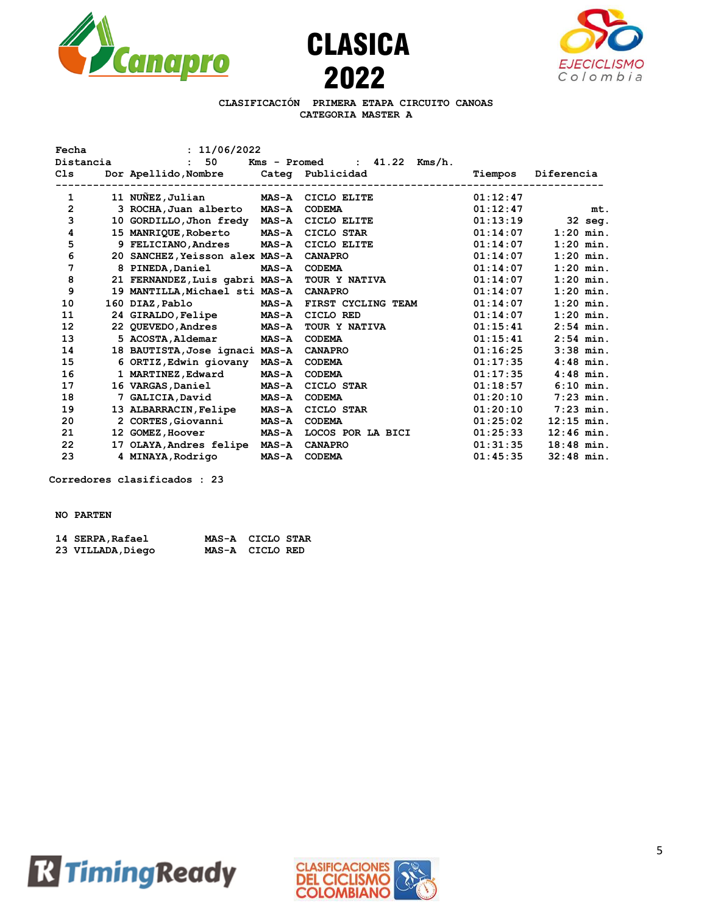# CLASICA 2022

**CLASIFICACIÓN PRIMERA ETAPA CIRCUITO CANOAS**
**CATEGORIA MASTER A**

Fecha : 11/06/2022
Distancia : 50 Kms - Promed : 41.22 Kms/h.

| Cls | Dor | Apellido,Nombre | Categ | Publicidad | Tiempos | Diferencia |
|---|---|---|---|---|---|---|
| 1 | 11 | NUÑEZ,Julian | MAS-A | CICLO ELITE | 01:12:47 | |
| 2 | 3 | ROCHA,Juan alberto | MAS-A | CODEMA | 01:12:47 | mt. |
| 3 | 10 | GORDILLO,Jhon fredy | MAS-A | CICLO ELITE | 01:13:19 | 32 seg. |
| 4 | 15 | MANRIQUE,Roberto | MAS-A | CICLO STAR | 01:14:07 | 1:20 min. |
| 5 | 9 | FELICIANO,Andres | MAS-A | CICLO ELITE | 01:14:07 | 1:20 min. |
| 6 | 20 | SANCHEZ,Yeisson alex | MAS-A | CANAPRO | 01:14:07 | 1:20 min. |
| 7 | 8 | PINEDA,Daniel | MAS-A | CODEMA | 01:14:07 | 1:20 min. |
| 8 | 21 | FERNANDEZ,Luis gabri | MAS-A | TOUR Y NATIVA | 01:14:07 | 1:20 min. |
| 9 | 19 | MANTILLA,Michael sti | MAS-A | CANAPRO | 01:14:07 | 1:20 min. |
| 10 | 160 | DIAZ,Pablo | MAS-A | FIRST CYCLING TEAM | 01:14:07 | 1:20 min. |
| 11 | 24 | GIRALDO,Felipe | MAS-A | CICLO RED | 01:14:07 | 1:20 min. |
| 12 | 22 | QUEVEDO,Andres | MAS-A | TOUR Y NATIVA | 01:15:41 | 2:54 min. |
| 13 | 5 | ACOSTA,Aldemar | MAS-A | CODEMA | 01:15:41 | 2:54 min. |
| 14 | 18 | BAUTISTA,Jose ignaci | MAS-A | CANAPRO | 01:16:25 | 3:38 min. |
| 15 | 6 | ORTIZ,Edwin giovany | MAS-A | CODEMA | 01:17:35 | 4:48 min. |
| 16 | 1 | MARTINEZ,Edward | MAS-A | CODEMA | 01:17:35 | 4:48 min. |
| 17 | 16 | VARGAS,Daniel | MAS-A | CICLO STAR | 01:18:57 | 6:10 min. |
| 18 | 7 | GALICIA,David | MAS-A | CODEMA | 01:20:10 | 7:23 min. |
| 19 | 13 | ALBARRACIN,Felipe | MAS-A | CICLO STAR | 01:20:10 | 7:23 min. |
| 20 | 2 | CORTES,Giovanni | MAS-A | CODEMA | 01:25:02 | 12:15 min. |
| 21 | 12 | GOMEZ,Hoover | MAS-A | LOCOS POR LA BICI | 01:25:33 | 12:46 min. |
| 22 | 17 | OLAYA,Andres felipe | MAS-A | CANAPRO | 01:31:35 | 18:48 min. |
| 23 | 4 | MINAYA,Rodrigo | MAS-A | CODEMA | 01:45:35 | 32:48 min. |

Corredores clasificados : 23

**NO PARTEN**

| Dor | Apellido,Nombre | Categ | Publicidad |
|---|---|---|---|
| 14 | SERPA,Rafael | MAS-A | CICLO STAR |
| 23 | VILLADA,Diego | MAS-A | CICLO RED |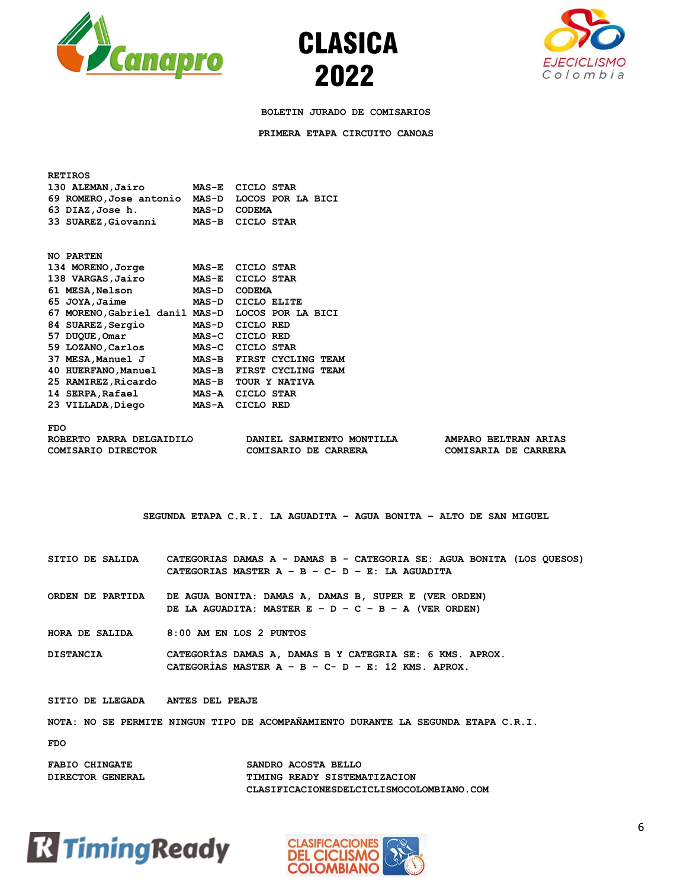# CLASICA 2022

**BOLETIN JURADO DE COMISARIOS**

**PRIMERA ETAPA CIRCUITO CANOAS**

**RETIROS**

| | | |
|---|---|---|
| 130 ALEMAN,Jairo | MAS-E | CICLO STAR |
| 69 ROMERO,Jose antonio | MAS-D | LOCOS POR LA BICI |
| 63 DIAZ,Jose h. | MAS-D | CODEMA |
| 33 SUAREZ,Giovanni | MAS-B | CICLO STAR |

**NO PARTEN**

| | | |
|---|---|---|
| 134 MORENO,Jorge | MAS-E | CICLO STAR |
| 138 VARGAS,Jairo | MAS-E | CICLO STAR |
| 61 MESA,Nelson | MAS-D | CODEMA |
| 65 JOYA,Jaime | MAS-D | CICLO ELITE |
| 67 MORENO,Gabriel danil | MAS-D | LOCOS POR LA BICI |
| 84 SUAREZ,Sergio | MAS-D | CICLO RED |
| 57 DUQUE,Omar | MAS-C | CICLO RED |
| 59 LOZANO,Carlos | MAS-C | CICLO STAR |
| 37 MESA,Manuel J | MAS-B | FIRST CYCLING TEAM |
| 40 HUERFANO,Manuel | MAS-B | FIRST CYCLING TEAM |
| 25 RAMIREZ,Ricardo | MAS-B | TOUR Y NATIVA |
| 14 SERPA,Rafael | MAS-A | CICLO STAR |
| 23 VILLADA,Diego | MAS-A | CICLO RED |

FDO

| | | |
|---|---|---|
| ROBERTO PARRA DELGAIDILO | DANIEL SARMIENTO MONTILLA | AMPARO BELTRAN ARIAS |
| COMISARIO DIRECTOR | COMISARIO DE CARRERA | COMISARIA DE CARRERA |

**SEGUNDA ETAPA C.R.I. LA AGUADITA – AGUA BONITA – ALTO DE SAN MIGUEL**

**SITIO DE SALIDA** CATEGORIAS DAMAS A - DAMAS B - CATEGORIA SE: AGUA BONITA (LOS QUESOS)
CATEGORIAS MASTER A – B – C- D – E: LA AGUADITA

**ORDEN DE PARTIDA** DE AGUA BONITA: DAMAS A, DAMAS B, SUPER E (VER ORDEN)
DE LA AGUADITA: MASTER E – D – C – B – A (VER ORDEN)

**HORA DE SALIDA** 8:00 AM EN LOS 2 PUNTOS

**DISTANCIA** CATEGORÍAS DAMAS A, DAMAS B Y CATEGRIA SE: 6 KMS. APROX.
CATEGORÍAS MASTER A – B – C- D – E: 12 KMS. APROX.

**SITIO DE LLEGADA** ANTES DEL PEAJE

**NOTA: NO SE PERMITE NINGUN TIPO DE ACOMPAÑAMIENTO DURANTE LA SEGUNDA ETAPA C.R.I.**

FDO

| | |
|---|---|
| FABIO CHINGATE | SANDRO ACOSTA BELLO |
| DIRECTOR GENERAL | TIMING READY SISTEMATIZACION |
| | CLASIFICACIONESDELCICLISMOCOLOMBIANO.COM |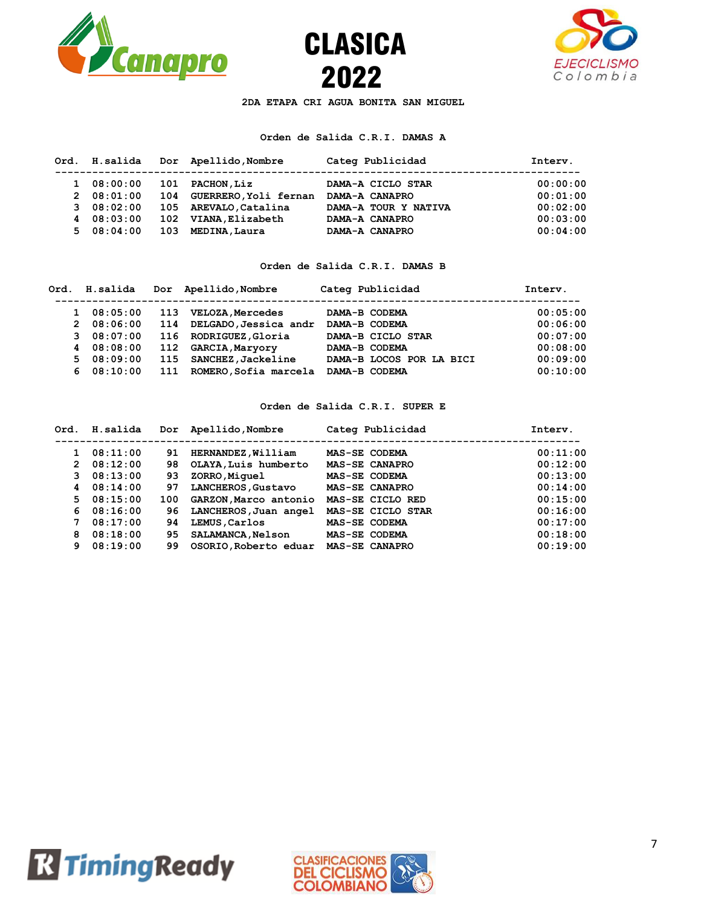# CLASICA 2022

**2DA ETAPA CRI AGUA BONITA SAN MIGUEL**

### Orden de Salida C.R.I. DAMAS A

| Ord. | H.salida | Dor | Apellido,Nombre | Categ | Publicidad | Interv. |
|---|---|---|---|---|---|---|
| 1 | 08:00:00 | 101 | PACHON,Liz | DAMA-A | CICLO STAR | 00:00:00 |
| 2 | 08:01:00 | 104 | GUERRERO,Yoli fernan | DAMA-A | CANAPRO | 00:01:00 |
| 3 | 08:02:00 | 105 | AREVALO,Catalina | DAMA-A | TOUR Y NATIVA | 00:02:00 |
| 4 | 08:03:00 | 102 | VIANA,Elizabeth | DAMA-A | CANAPRO | 00:03:00 |
| 5 | 08:04:00 | 103 | MEDINA,Laura | DAMA-A | CANAPRO | 00:04:00 |

### Orden de Salida C.R.I. DAMAS B

| Ord. | H.salida | Dor | Apellido,Nombre | Categ | Publicidad | Interv. |
|---|---|---|---|---|---|---|
| 1 | 08:05:00 | 113 | VELOZA,Mercedes | DAMA-B | CODEMA | 00:05:00 |
| 2 | 08:06:00 | 114 | DELGADO,Jessica andr | DAMA-B | CODEMA | 00:06:00 |
| 3 | 08:07:00 | 116 | RODRIGUEZ,Gloria | DAMA-B | CICLO STAR | 00:07:00 |
| 4 | 08:08:00 | 112 | GARCIA,Maryory | DAMA-B | CODEMA | 00:08:00 |
| 5 | 08:09:00 | 115 | SANCHEZ,Jackeline | DAMA-B | LOCOS POR LA BICI | 00:09:00 |
| 6 | 08:10:00 | 111 | ROMERO,Sofia marcela | DAMA-B | CODEMA | 00:10:00 |

### Orden de Salida C.R.I. SUPER E

| Ord. | H.salida | Dor | Apellido,Nombre | Categ | Publicidad | Interv. |
|---|---|---|---|---|---|---|
| 1 | 08:11:00 | 91 | HERNANDEZ,William | MAS-SE | CODEMA | 00:11:00 |
| 2 | 08:12:00 | 98 | OLAYA,Luis humberto | MAS-SE | CANAPRO | 00:12:00 |
| 3 | 08:13:00 | 93 | ZORRO,Miguel | MAS-SE | CODEMA | 00:13:00 |
| 4 | 08:14:00 | 97 | LANCHEROS,Gustavo | MAS-SE | CANAPRO | 00:14:00 |
| 5 | 08:15:00 | 100 | GARZON,Marco antonio | MAS-SE | CICLO RED | 00:15:00 |
| 6 | 08:16:00 | 96 | LANCHEROS,Juan angel | MAS-SE | CICLO STAR | 00:16:00 |
| 7 | 08:17:00 | 94 | LEMUS,Carlos | MAS-SE | CODEMA | 00:17:00 |
| 8 | 08:18:00 | 95 | SALAMANCA,Nelson | MAS-SE | CODEMA | 00:18:00 |
| 9 | 08:19:00 | 99 | OSORIO,Roberto eduar | MAS-SE | CANAPRO | 00:19:00 |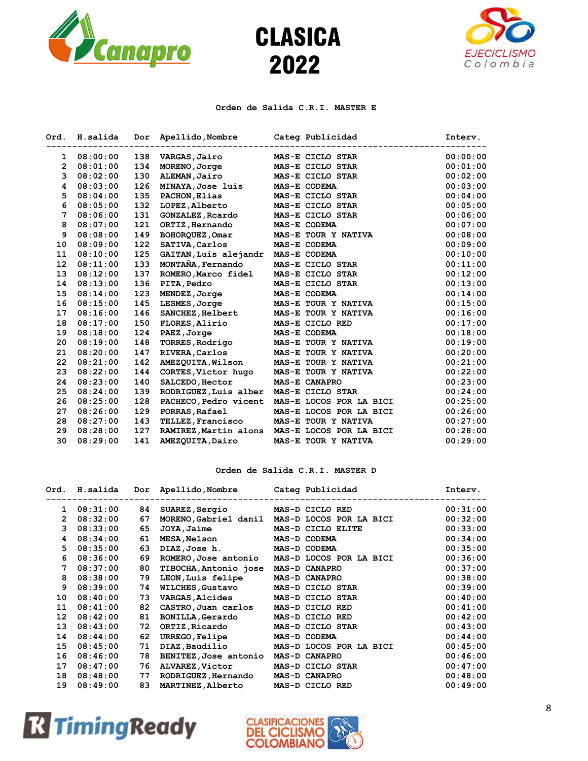# CLASICA 2022

### Orden de Salida C.R.I. MASTER E

| Ord. | H.salida | Dor | Apellido,Nombre | Categ | Publicidad | Interv. |
|---|---|---|---|---|---|---|
| 1 | 08:00:00 | 138 | VARGAS,Jairo | MAS-E | CICLO STAR | 00:00:00 |
| 2 | 08:01:00 | 134 | MORENO,Jorge | MAS-E | CICLO STAR | 00:01:00 |
| 3 | 08:02:00 | 130 | ALEMAN,Jairo | MAS-E | CICLO STAR | 00:02:00 |
| 4 | 08:03:00 | 126 | MINAYA,Jose luis | MAS-E | CODEMA | 00:03:00 |
| 5 | 08:04:00 | 135 | PACHON,Elias | MAS-E | CICLO STAR | 00:04:00 |
| 6 | 08:05:00 | 132 | LOPEZ,Alberto | MAS-E | CICLO STAR | 00:05:00 |
| 7 | 08:06:00 | 131 | GONZALEZ,Rcardo | MAS-E | CICLO STAR | 00:06:00 |
| 8 | 08:07:00 | 121 | ORTIZ,Hernando | MAS-E | CODEMA | 00:07:00 |
| 9 | 08:08:00 | 149 | BOHORQUEZ,Omar | MAS-E | TOUR Y NATIVA | 00:08:00 |
| 10 | 08:09:00 | 122 | SATIVA,Carlos | MAS-E | CODEMA | 00:09:00 |
| 11 | 08:10:00 | 125 | GAITAN,Luis alejandr | MAS-E | CODEMA | 00:10:00 |
| 12 | 08:11:00 | 133 | MONTAÑA,Fernando | MAS-E | CICLO STAR | 00:11:00 |
| 13 | 08:12:00 | 137 | ROMERO,Marco fidel | MAS-E | CICLO STAR | 00:12:00 |
| 14 | 08:13:00 | 136 | PITA,Pedro | MAS-E | CICLO STAR | 00:13:00 |
| 15 | 08:14:00 | 123 | MENDEZ,Jorge | MAS-E | CODEMA | 00:14:00 |
| 16 | 08:15:00 | 145 | LESMES,Jorge | MAS-E | TOUR Y NATIVA | 00:15:00 |
| 17 | 08:16:00 | 146 | SANCHEZ,Helbert | MAS-E | TOUR Y NATIVA | 00:16:00 |
| 18 | 08:17:00 | 150 | FLORES,Alirio | MAS-E | CICLO RED | 00:17:00 |
| 19 | 08:18:00 | 124 | PAEZ,Jorge | MAS-E | CODEMA | 00:18:00 |
| 20 | 08:19:00 | 148 | TORRES,Rodrigo | MAS-E | TOUR Y NATIVA | 00:19:00 |
| 21 | 08:20:00 | 147 | RIVERA,Carlos | MAS-E | TOUR Y NATIVA | 00:20:00 |
| 22 | 08:21:00 | 142 | AMEZQUITA,Wilson | MAS-E | TOUR Y NATIVA | 00:21:00 |
| 23 | 08:22:00 | 144 | CORTES,Victor hugo | MAS-E | TOUR Y NATIVA | 00:22:00 |
| 24 | 08:23:00 | 140 | SALCEDO,Hector | MAS-E | CANAPRO | 00:23:00 |
| 25 | 08:24:00 | 139 | RODRIGUEZ,Luis alber | MAS-E | CICLO STAR | 00:24:00 |
| 26 | 08:25:00 | 128 | PACHECO,Pedro vicent | MAS-E | LOCOS POR LA BICI | 00:25:00 |
| 27 | 08:26:00 | 129 | PORRAS,Rafael | MAS-E | LOCOS POR LA BICI | 00:26:00 |
| 28 | 08:27:00 | 143 | TELLEZ,Francisco | MAS-E | TOUR Y NATIVA | 00:27:00 |
| 29 | 08:28:00 | 127 | RAMIREZ,Martin alons | MAS-E | LOCOS POR LA BICI | 00:28:00 |
| 30 | 08:29:00 | 141 | AMEZQUITA,Dairo | MAS-E | TOUR Y NATIVA | 00:29:00 |

### Orden de Salida C.R.I. MASTER D

| Ord. | H.salida | Dor | Apellido,Nombre | Categ | Publicidad | Interv. |
|---|---|---|---|---|---|---|
| 1 | 08:31:00 | 84 | SUAREZ,Sergio | MAS-D | CICLO RED | 00:31:00 |
| 2 | 08:32:00 | 67 | MORENO,Gabriel danil | MAS-D | LOCOS POR LA BICI | 00:32:00 |
| 3 | 08:33:00 | 65 | JOYA,Jaime | MAS-D | CICLO ELITE | 00:33:00 |
| 4 | 08:34:00 | 61 | MESA,Nelson | MAS-D | CODEMA | 00:34:00 |
| 5 | 08:35:00 | 63 | DIAZ,Jose h. | MAS-D | CODEMA | 00:35:00 |
| 6 | 08:36:00 | 69 | ROMERO,Jose antonio | MAS-D | LOCOS POR LA BICI | 00:36:00 |
| 7 | 08:37:00 | 80 | TIBOCHA,Antonio jose | MAS-D | CANAPRO | 00:37:00 |
| 8 | 08:38:00 | 79 | LEON,Luis felipe | MAS-D | CANAPRO | 00:38:00 |
| 9 | 08:39:00 | 74 | WILCHES,Gustavo | MAS-D | CICLO STAR | 00:39:00 |
| 10 | 08:40:00 | 73 | VARGAS,Alcides | MAS-D | CICLO STAR | 00:40:00 |
| 11 | 08:41:00 | 82 | CASTRO,Juan carlos | MAS-D | CICLO RED | 00:41:00 |
| 12 | 08:42:00 | 81 | BONILLA,Gerardo | MAS-D | CICLO RED | 00:42:00 |
| 13 | 08:43:00 | 72 | ORTIZ,Ricardo | MAS-D | CICLO STAR | 00:43:00 |
| 14 | 08:44:00 | 62 | URREGO,Felipe | MAS-D | CODEMA | 00:44:00 |
| 15 | 08:45:00 | 71 | DIAZ,Baudilio | MAS-D | LOCOS POR LA BICI | 00:45:00 |
| 16 | 08:46:00 | 78 | BENITEZ,Jose antonio | MAS-D | CANAPRO | 00:46:00 |
| 17 | 08:47:00 | 76 | ALVAREZ,Victor | MAS-D | CICLO STAR | 00:47:00 |
| 18 | 08:48:00 | 77 | RODRIGUEZ,Hernando | MAS-D | CANAPRO | 00:48:00 |
| 19 | 08:49:00 | 83 | MARTINEZ,Alberto | MAS-D | CICLO RED | 00:49:00 |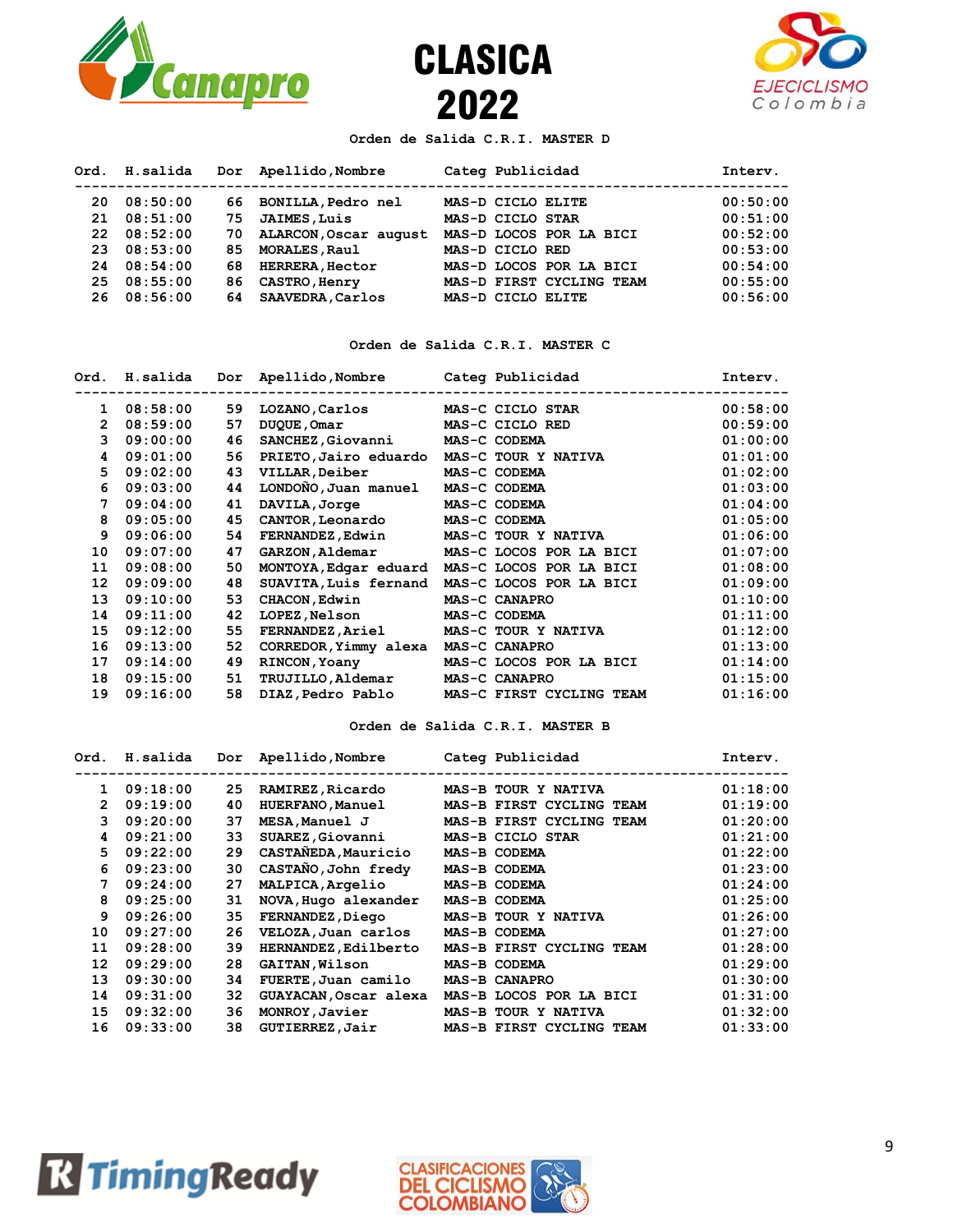# CLASICA 2022

### Orden de Salida C.R.I. MASTER D

| Ord. | H.salida | Dor | Apellido,Nombre | Categ | Publicidad | Interv. |
|---|---|---|---|---|---|---|
| 20 | 08:50:00 | 66 | BONILLA,Pedro nel | MAS-D | CICLO ELITE | 00:50:00 |
| 21 | 08:51:00 | 75 | JAIMES,Luis | MAS-D | CICLO STAR | 00:51:00 |
| 22 | 08:52:00 | 70 | ALARCON,Oscar august | MAS-D | LOCOS POR LA BICI | 00:52:00 |
| 23 | 08:53:00 | 85 | MORALES,Raul | MAS-D | CICLO RED | 00:53:00 |
| 24 | 08:54:00 | 68 | HERRERA,Hector | MAS-D | LOCOS POR LA BICI | 00:54:00 |
| 25 | 08:55:00 | 86 | CASTRO,Henry | MAS-D | FIRST CYCLING TEAM | 00:55:00 |
| 26 | 08:56:00 | 64 | SAAVEDRA,Carlos | MAS-D | CICLO ELITE | 00:56:00 |

### Orden de Salida C.R.I. MASTER C

| Ord. | H.salida | Dor | Apellido,Nombre | Categ | Publicidad | Interv. |
|---|---|---|---|---|---|---|
| 1 | 08:58:00 | 59 | LOZANO,Carlos | MAS-C | CICLO STAR | 00:58:00 |
| 2 | 08:59:00 | 57 | DUQUE,Omar | MAS-C | CICLO RED | 00:59:00 |
| 3 | 09:00:00 | 46 | SANCHEZ,Giovanni | MAS-C | CODEMA | 01:00:00 |
| 4 | 09:01:00 | 56 | PRIETO,Jairo eduardo | MAS-C | TOUR Y NATIVA | 01:01:00 |
| 5 | 09:02:00 | 43 | VILLAR,Deiber | MAS-C | CODEMA | 01:02:00 |
| 6 | 09:03:00 | 44 | LONDOÑO,Juan manuel | MAS-C | CODEMA | 01:03:00 |
| 7 | 09:04:00 | 41 | DAVILA,Jorge | MAS-C | CODEMA | 01:04:00 |
| 8 | 09:05:00 | 45 | CANTOR,Leonardo | MAS-C | CODEMA | 01:05:00 |
| 9 | 09:06:00 | 54 | FERNANDEZ,Edwin | MAS-C | TOUR Y NATIVA | 01:06:00 |
| 10 | 09:07:00 | 47 | GARZON,Aldemar | MAS-C | LOCOS POR LA BICI | 01:07:00 |
| 11 | 09:08:00 | 50 | MONTOYA,Edgar eduard | MAS-C | LOCOS POR LA BICI | 01:08:00 |
| 12 | 09:09:00 | 48 | SUAVITA,Luis fernand | MAS-C | LOCOS POR LA BICI | 01:09:00 |
| 13 | 09:10:00 | 53 | CHACON,Edwin | MAS-C | CANAPRO | 01:10:00 |
| 14 | 09:11:00 | 42 | LOPEZ,Nelson | MAS-C | CODEMA | 01:11:00 |
| 15 | 09:12:00 | 55 | FERNANDEZ,Ariel | MAS-C | TOUR Y NATIVA | 01:12:00 |
| 16 | 09:13:00 | 52 | CORREDOR,Yimmy alexa | MAS-C | CANAPRO | 01:13:00 |
| 17 | 09:14:00 | 49 | RINCON,Yoany | MAS-C | LOCOS POR LA BICI | 01:14:00 |
| 18 | 09:15:00 | 51 | TRUJILLO,Aldemar | MAS-C | CANAPRO | 01:15:00 |
| 19 | 09:16:00 | 58 | DIAZ,Pedro Pablo | MAS-C | FIRST CYCLING TEAM | 01:16:00 |

### Orden de Salida C.R.I. MASTER B

| Ord. | H.salida | Dor | Apellido,Nombre | Categ | Publicidad | Interv. |
|---|---|---|---|---|---|---|
| 1 | 09:18:00 | 25 | RAMIREZ,Ricardo | MAS-B | TOUR Y NATIVA | 01:18:00 |
| 2 | 09:19:00 | 40 | HUERFANO,Manuel | MAS-B | FIRST CYCLING TEAM | 01:19:00 |
| 3 | 09:20:00 | 37 | MESA,Manuel J | MAS-B | FIRST CYCLING TEAM | 01:20:00 |
| 4 | 09:21:00 | 33 | SUAREZ,Giovanni | MAS-B | CICLO STAR | 01:21:00 |
| 5 | 09:22:00 | 29 | CASTAÑEDA,Mauricio | MAS-B | CODEMA | 01:22:00 |
| 6 | 09:23:00 | 30 | CASTAÑO,John fredy | MAS-B | CODEMA | 01:23:00 |
| 7 | 09:24:00 | 27 | MALPICA,Argelio | MAS-B | CODEMA | 01:24:00 |
| 8 | 09:25:00 | 31 | NOVA,Hugo alexander | MAS-B | CODEMA | 01:25:00 |
| 9 | 09:26:00 | 35 | FERNANDEZ,Diego | MAS-B | TOUR Y NATIVA | 01:26:00 |
| 10 | 09:27:00 | 26 | VELOZA,Juan carlos | MAS-B | CODEMA | 01:27:00 |
| 11 | 09:28:00 | 39 | HERNANDEZ,Edilberto | MAS-B | FIRST CYCLING TEAM | 01:28:00 |
| 12 | 09:29:00 | 28 | GAITAN,Wilson | MAS-B | CODEMA | 01:29:00 |
| 13 | 09:30:00 | 34 | FUERTE,Juan camilo | MAS-B | CANAPRO | 01:30:00 |
| 14 | 09:31:00 | 32 | GUAYACAN,Oscar alexa | MAS-B | LOCOS POR LA BICI | 01:31:00 |
| 15 | 09:32:00 | 36 | MONROY,Javier | MAS-B | TOUR Y NATIVA | 01:32:00 |
| 16 | 09:33:00 | 38 | GUTIERREZ,Jair | MAS-B | FIRST CYCLING TEAM | 01:33:00 |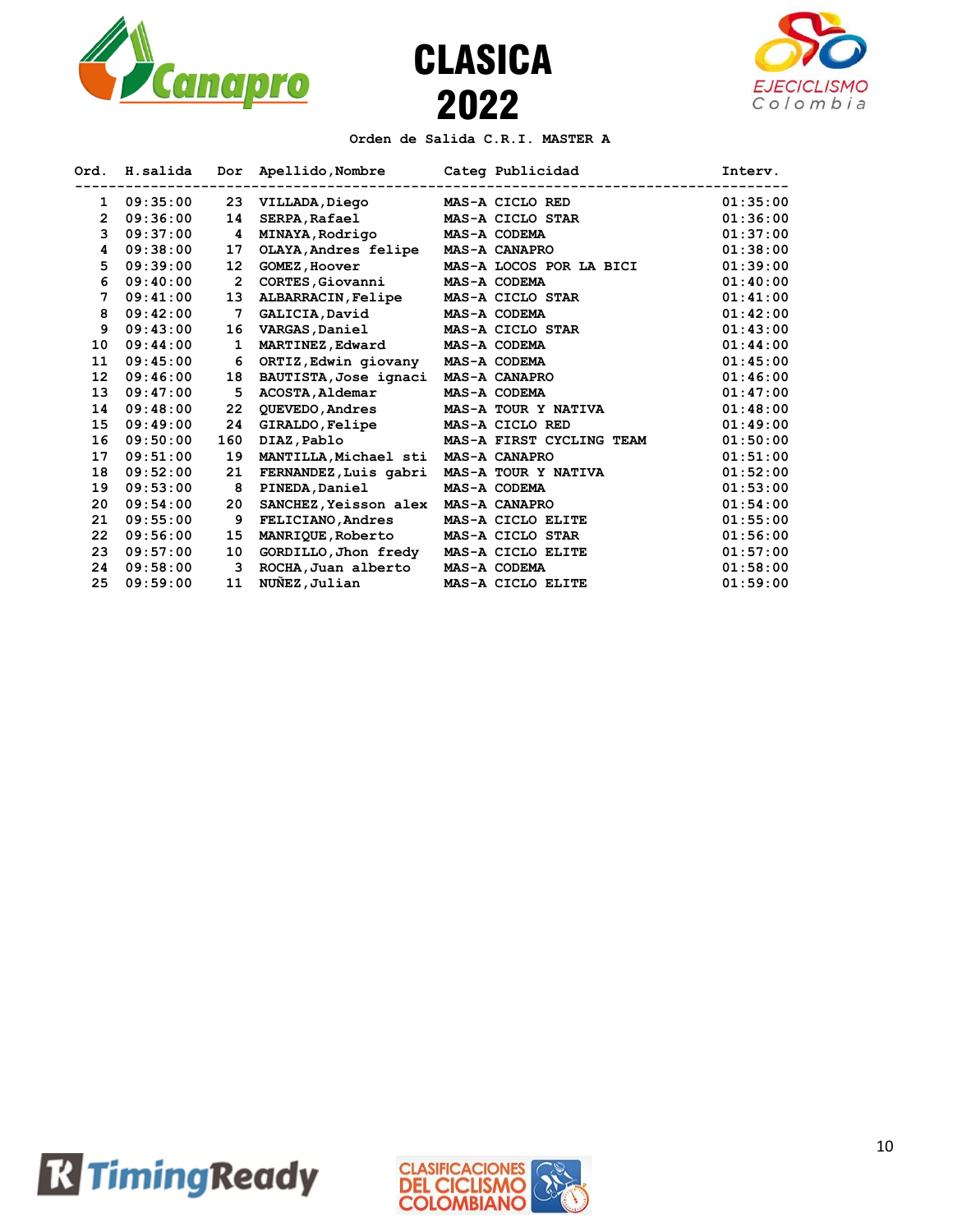# CLASICA 2022

Orden de Salida C.R.I. MASTER A

| Ord. | H.salida | Dor | Apellido,Nombre | Categ | Publicidad | Interv. |
|---|---|---|---|---|---|---|
| 1 | 09:35:00 | 23 | VILLADA,Diego | MAS-A | CICLO RED | 01:35:00 |
| 2 | 09:36:00 | 14 | SERPA,Rafael | MAS-A | CICLO STAR | 01:36:00 |
| 3 | 09:37:00 | 4 | MINAYA,Rodrigo | MAS-A | CODEMA | 01:37:00 |
| 4 | 09:38:00 | 17 | OLAYA,Andres felipe | MAS-A | CANAPRO | 01:38:00 |
| 5 | 09:39:00 | 12 | GOMEZ,Hoover | MAS-A | LOCOS POR LA BICI | 01:39:00 |
| 6 | 09:40:00 | 2 | CORTES,Giovanni | MAS-A | CODEMA | 01:40:00 |
| 7 | 09:41:00 | 13 | ALBARRACIN,Felipe | MAS-A | CICLO STAR | 01:41:00 |
| 8 | 09:42:00 | 7 | GALICIA,David | MAS-A | CODEMA | 01:42:00 |
| 9 | 09:43:00 | 16 | VARGAS,Daniel | MAS-A | CICLO STAR | 01:43:00 |
| 10 | 09:44:00 | 1 | MARTINEZ,Edward | MAS-A | CODEMA | 01:44:00 |
| 11 | 09:45:00 | 6 | ORTIZ,Edwin giovany | MAS-A | CODEMA | 01:45:00 |
| 12 | 09:46:00 | 18 | BAUTISTA,Jose ignaci | MAS-A | CANAPRO | 01:46:00 |
| 13 | 09:47:00 | 5 | ACOSTA,Aldemar | MAS-A | CODEMA | 01:47:00 |
| 14 | 09:48:00 | 22 | QUEVEDO,Andres | MAS-A | TOUR Y NATIVA | 01:48:00 |
| 15 | 09:49:00 | 24 | GIRALDO,Felipe | MAS-A | CICLO RED | 01:49:00 |
| 16 | 09:50:00 | 160 | DIAZ,Pablo | MAS-A | FIRST CYCLING TEAM | 01:50:00 |
| 17 | 09:51:00 | 19 | MANTILLA,Michael sti | MAS-A | CANAPRO | 01:51:00 |
| 18 | 09:52:00 | 21 | FERNANDEZ,Luis gabri | MAS-A | TOUR Y NATIVA | 01:52:00 |
| 19 | 09:53:00 | 8 | PINEDA,Daniel | MAS-A | CODEMA | 01:53:00 |
| 20 | 09:54:00 | 20 | SANCHEZ,Yeisson alex | MAS-A | CANAPRO | 01:54:00 |
| 21 | 09:55:00 | 9 | FELICIANO,Andres | MAS-A | CICLO ELITE | 01:55:00 |
| 22 | 09:56:00 | 15 | MANRIQUE,Roberto | MAS-A | CICLO STAR | 01:56:00 |
| 23 | 09:57:00 | 10 | GORDILLO,Jhon fredy | MAS-A | CICLO ELITE | 01:57:00 |
| 24 | 09:58:00 | 3 | ROCHA,Juan alberto | MAS-A | CODEMA | 01:58:00 |
| 25 | 09:59:00 | 11 | NUÑEZ,Julian | MAS-A | CICLO ELITE | 01:59:00 |